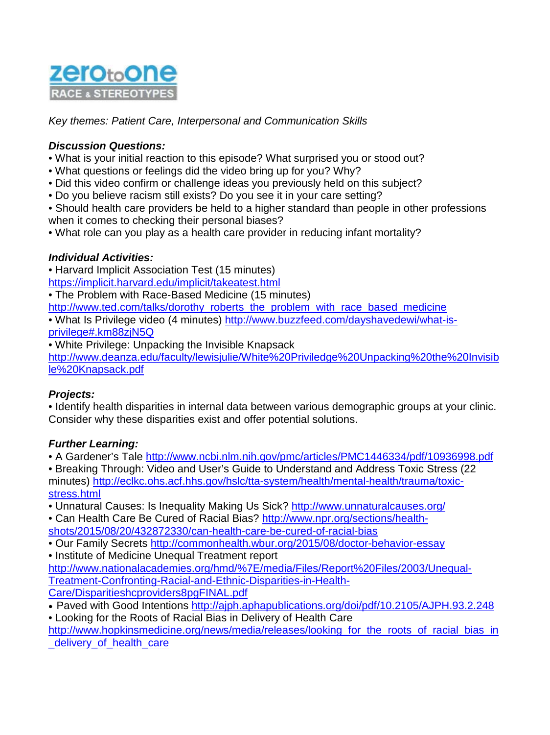zerotoone
RACE & STEREOTYPES

*Key themes: Patient Care, Interpersonal and Communication Skills*

***Discussion Questions:***

- What is your initial reaction to this episode? What surprised you or stood out?
- What questions or feelings did the video bring up for you? Why?
- Did this video confirm or challenge ideas you previously held on this subject?
- Do you believe racism still exists? Do you see it in your care setting?
- Should health care providers be held to a higher standard than people in other professions when it comes to checking their personal biases?
- What role can you play as a health care provider in reducing infant mortality?

***Individual Activities:***

- Harvard Implicit Association Test (15 minutes) https://implicit.harvard.edu/implicit/takeatest.html
- The Problem with Race-Based Medicine (15 minutes) http://www.ted.com/talks/dorothy_roberts_the_problem_with_race_based_medicine
- What Is Privilege video (4 minutes) http://www.buzzfeed.com/dayshavedewi/what-is-privilege#.km88zjN5Q
- White Privilege: Unpacking the Invisible Knapsack http://www.deanza.edu/faculty/lewisjulie/White%20Priviledge%20Unpacking%20the%20Invisible%20Knapsack.pdf

***Projects:***

- Identify health disparities in internal data between various demographic groups at your clinic. Consider why these disparities exist and offer potential solutions.

***Further Learning:***

- A Gardener's Tale http://www.ncbi.nlm.nih.gov/pmc/articles/PMC1446334/pdf/10936998.pdf
- Breaking Through: Video and User's Guide to Understand and Address Toxic Stress (22 minutes) http://eclkc.ohs.acf.hhs.gov/hslc/tta-system/health/mental-health/trauma/toxic-stress.html
- Unnatural Causes: Is Inequality Making Us Sick? http://www.unnaturalcauses.org/
- Can Health Care Be Cured of Racial Bias? http://www.npr.org/sections/health-shots/2015/08/20/432872330/can-health-care-be-cured-of-racial-bias
- Our Family Secrets http://commonhealth.wbur.org/2015/08/doctor-behavior-essay
- Institute of Medicine Unequal Treatment report http://www.nationalacademies.org/hmd/%7E/media/Files/Report%20Files/2003/Unequal-Treatment-Confronting-Racial-and-Ethnic-Disparities-in-Health-Care/Disparitieshcproviders8pgFINAL.pdf
- Paved with Good Intentions http://ajph.aphapublications.org/doi/pdf/10.2105/AJPH.93.2.248
- Looking for the Roots of Racial Bias in Delivery of Health Care http://www.hopkinsmedicine.org/news/media/releases/looking_for_the_roots_of_racial_bias_in_delivery_of_health_care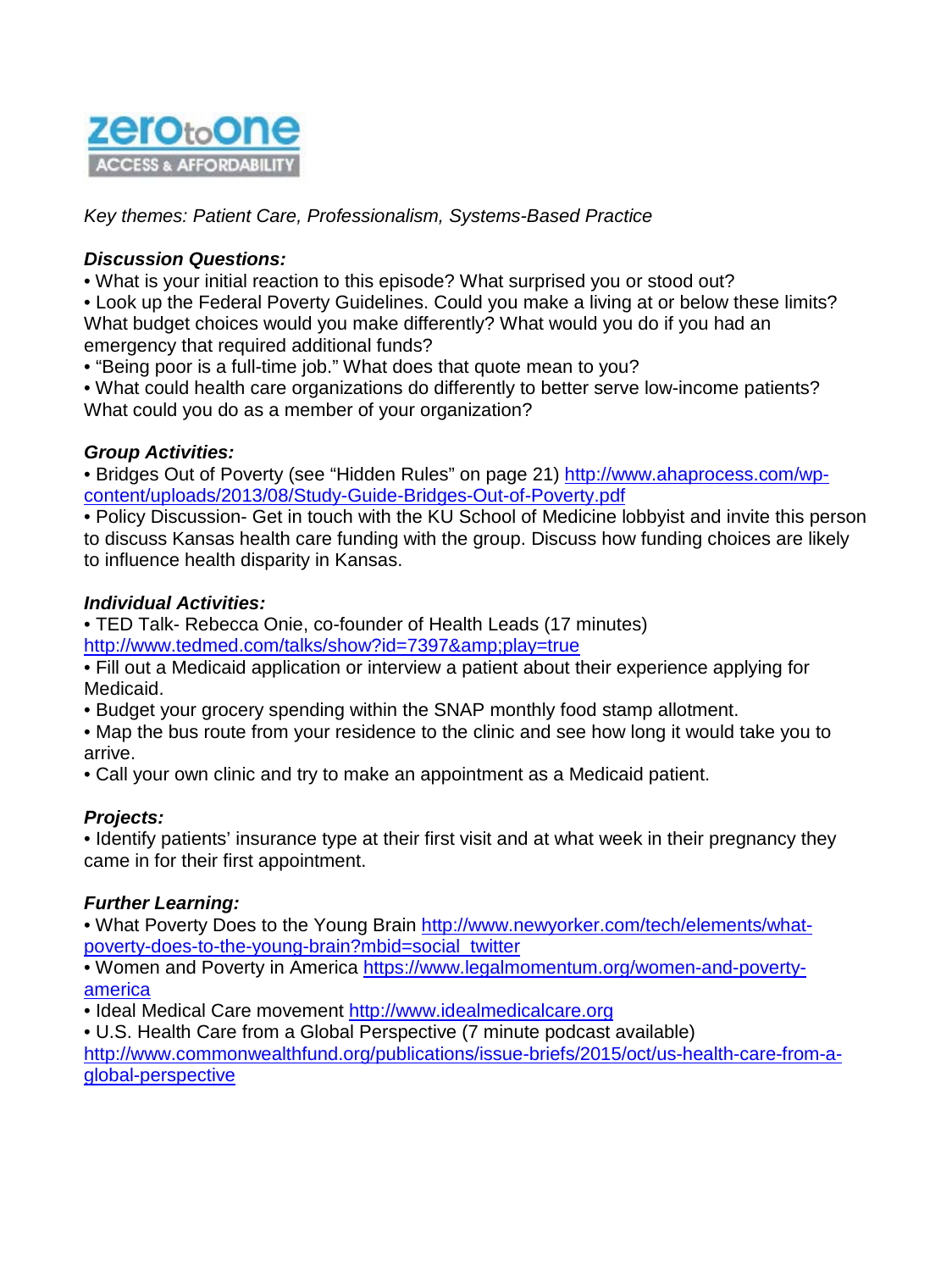zeroToOne
ACCESS & AFFORDABILITY

*Key themes: Patient Care, Professionalism, Systems-Based Practice*

***Discussion Questions:***

- What is your initial reaction to this episode? What surprised you or stood out?
- Look up the Federal Poverty Guidelines. Could you make a living at or below these limits? What budget choices would you make differently? What would you do if you had an emergency that required additional funds?
- "Being poor is a full-time job." What does that quote mean to you?
- What could health care organizations do differently to better serve low-income patients? What could you do as a member of your organization?

***Group Activities:***

- Bridges Out of Poverty (see "Hidden Rules" on page 21) http://www.ahaprocess.com/wp-content/uploads/2013/08/Study-Guide-Bridges-Out-of-Poverty.pdf
- Policy Discussion- Get in touch with the KU School of Medicine lobbyist and invite this person to discuss Kansas health care funding with the group. Discuss how funding choices are likely to influence health disparity in Kansas.

***Individual Activities:***

- TED Talk- Rebecca Onie, co-founder of Health Leads (17 minutes) http://www.tedmed.com/talks/show?id=7397&amp;play=true
- Fill out a Medicaid application or interview a patient about their experience applying for Medicaid.
- Budget your grocery spending within the SNAP monthly food stamp allotment.
- Map the bus route from your residence to the clinic and see how long it would take you to arrive.
- Call your own clinic and try to make an appointment as a Medicaid patient.

***Projects:***

- Identify patients' insurance type at their first visit and at what week in their pregnancy they came in for their first appointment.

***Further Learning:***

- What Poverty Does to the Young Brain http://www.newyorker.com/tech/elements/what-poverty-does-to-the-young-brain?mbid=social_twitter
- Women and Poverty in America https://www.legalmomentum.org/women-and-poverty-america
- Ideal Medical Care movement http://www.idealmedicalcare.org
- U.S. Health Care from a Global Perspective (7 minute podcast available) http://www.commonwealthfund.org/publications/issue-briefs/2015/oct/us-health-care-from-a-global-perspective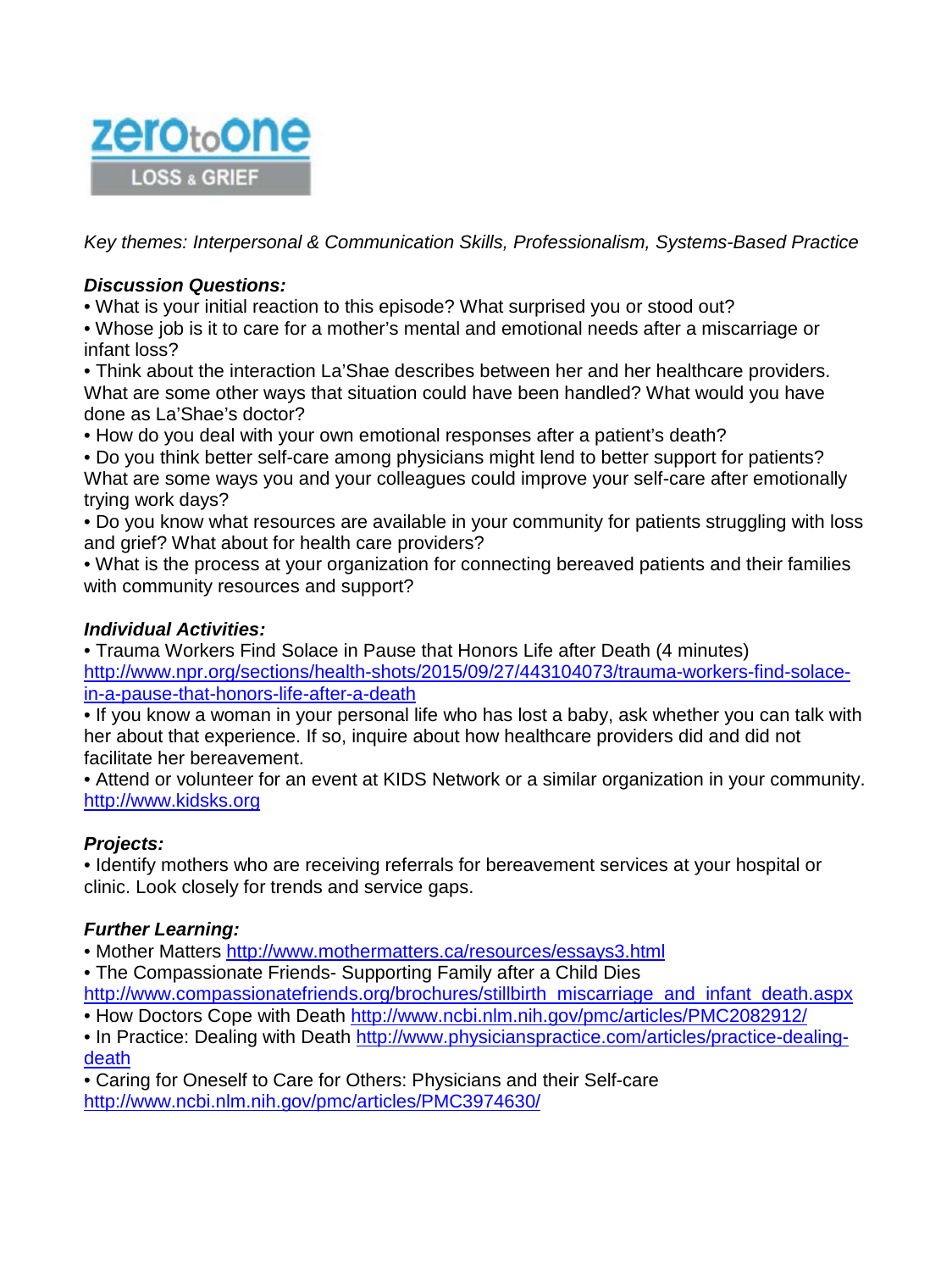zeroToOne

LOSS & GRIEF

*Key themes: Interpersonal & Communication Skills, Professionalism, Systems-Based Practice*

***Discussion Questions:***

- What is your initial reaction to this episode? What surprised you or stood out?
- Whose job is it to care for a mother's mental and emotional needs after a miscarriage or infant loss?
- Think about the interaction La'Shae describes between her and her healthcare providers. What are some other ways that situation could have been handled? What would you have done as La'Shae's doctor?
- How do you deal with your own emotional responses after a patient's death?
- Do you think better self-care among physicians might lend to better support for patients? What are some ways you and your colleagues could improve your self-care after emotionally trying work days?
- Do you know what resources are available in your community for patients struggling with loss and grief? What about for health care providers?
- What is the process at your organization for connecting bereaved patients and their families with community resources and support?

***Individual Activities:***

- Trauma Workers Find Solace in Pause that Honors Life after Death (4 minutes) http://www.npr.org/sections/health-shots/2015/09/27/443104073/trauma-workers-find-solace-in-a-pause-that-honors-life-after-a-death
- If you know a woman in your personal life who has lost a baby, ask whether you can talk with her about that experience. If so, inquire about how healthcare providers did and did not facilitate her bereavement.
- Attend or volunteer for an event at KIDS Network or a similar organization in your community. http://www.kidsks.org

***Projects:***

- Identify mothers who are receiving referrals for bereavement services at your hospital or clinic. Look closely for trends and service gaps.

***Further Learning:***

- Mother Matters http://www.mothermatters.ca/resources/essays3.html
- The Compassionate Friends- Supporting Family after a Child Dies http://www.compassionatefriends.org/brochures/stillbirth_miscarriage_and_infant_death.aspx
- How Doctors Cope with Death http://www.ncbi.nlm.nih.gov/pmc/articles/PMC2082912/
- In Practice: Dealing with Death http://www.physicianspractice.com/articles/practice-dealing-death
- Caring for Oneself to Care for Others: Physicians and their Self-care http://www.ncbi.nlm.nih.gov/pmc/articles/PMC3974630/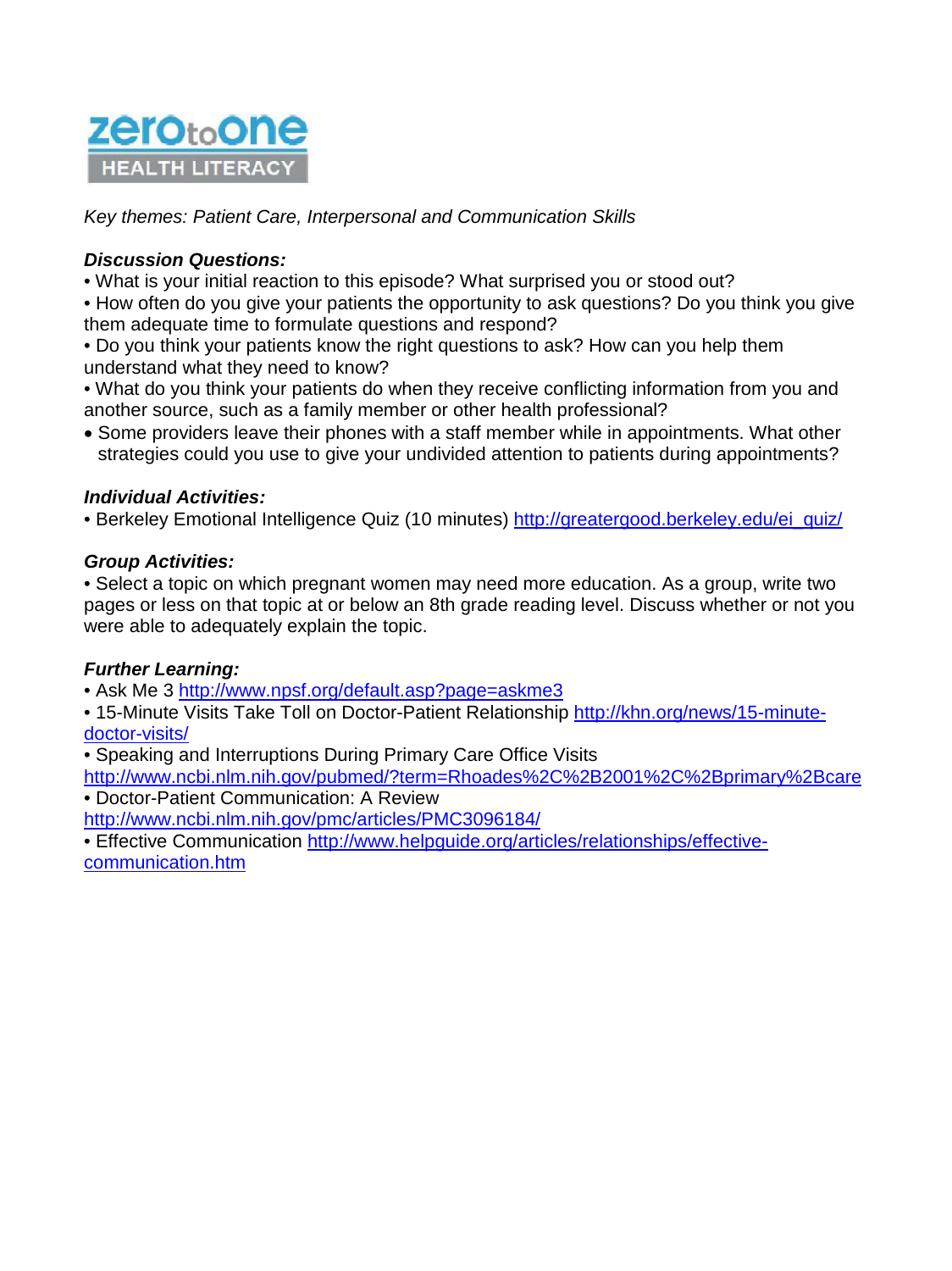zeroToOne HEALTH LITERACY

*Key themes: Patient Care, Interpersonal and Communication Skills*

***Discussion Questions:***

- What is your initial reaction to this episode? What surprised you or stood out?
- How often do you give your patients the opportunity to ask questions? Do you think you give them adequate time to formulate questions and respond?
- Do you think your patients know the right questions to ask? How can you help them understand what they need to know?
- What do you think your patients do when they receive conflicting information from you and another source, such as a family member or other health professional?
- Some providers leave their phones with a staff member while in appointments. What other strategies could you use to give your undivided attention to patients during appointments?

***Individual Activities:***

- Berkeley Emotional Intelligence Quiz (10 minutes) http://greatergood.berkeley.edu/ei_quiz/

***Group Activities:***

- Select a topic on which pregnant women may need more education. As a group, write two pages or less on that topic at or below an 8th grade reading level. Discuss whether or not you were able to adequately explain the topic.

***Further Learning:***

- Ask Me 3 http://www.npsf.org/default.asp?page=askme3
- 15-Minute Visits Take Toll on Doctor-Patient Relationship http://khn.org/news/15-minute-doctor-visits/
- Speaking and Interruptions During Primary Care Office Visits http://www.ncbi.nlm.nih.gov/pubmed/?term=Rhoades%2C%2B2001%2C%2Bprimary%2Bcare
- Doctor-Patient Communication: A Review http://www.ncbi.nlm.nih.gov/pmc/articles/PMC3096184/
- Effective Communication http://www.helpguide.org/articles/relationships/effective-communication.htm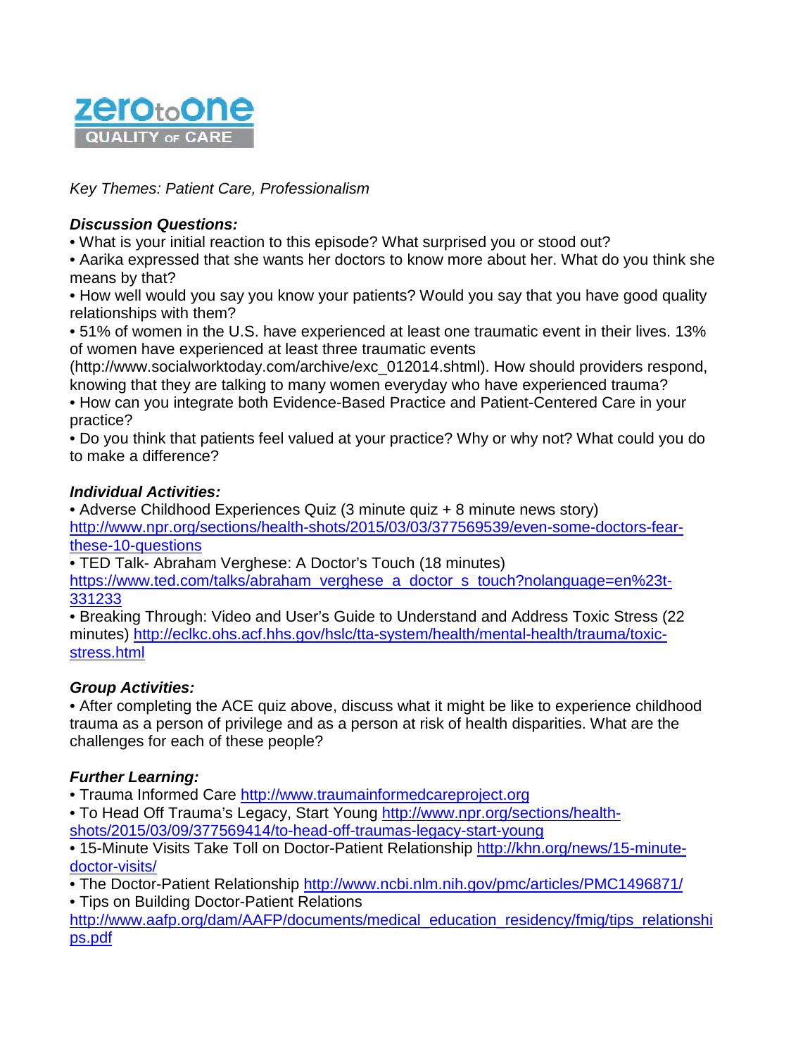zerotoone
QUALITY OF CARE

*Key Themes: Patient Care, Professionalism*

***Discussion Questions:***

- What is your initial reaction to this episode? What surprised you or stood out?
- Aarika expressed that she wants her doctors to know more about her. What do you think she means by that?
- How well would you say you know your patients? Would you say that you have good quality relationships with them?
- 51% of women in the U.S. have experienced at least one traumatic event in their lives. 13% of women have experienced at least three traumatic events (http://www.socialworktoday.com/archive/exc_012014.shtml). How should providers respond, knowing that they are talking to many women everyday who have experienced trauma?
- How can you integrate both Evidence-Based Practice and Patient-Centered Care in your practice?
- Do you think that patients feel valued at your practice? Why or why not? What could you do to make a difference?

***Individual Activities:***

- Adverse Childhood Experiences Quiz (3 minute quiz + 8 minute news story) http://www.npr.org/sections/health-shots/2015/03/03/377569539/even-some-doctors-fear-these-10-questions
- TED Talk- Abraham Verghese: A Doctor's Touch (18 minutes) https://www.ted.com/talks/abraham_verghese_a_doctor_s_touch?nolanguage=en%23t-331233
- Breaking Through: Video and User's Guide to Understand and Address Toxic Stress (22 minutes) http://eclkc.ohs.acf.hhs.gov/hslc/tta-system/health/mental-health/trauma/toxic-stress.html

***Group Activities:***

- After completing the ACE quiz above, discuss what it might be like to experience childhood trauma as a person of privilege and as a person at risk of health disparities. What are the challenges for each of these people?

***Further Learning:***

- Trauma Informed Care http://www.traumainformedcareproject.org
- To Head Off Trauma's Legacy, Start Young http://www.npr.org/sections/health-shots/2015/03/09/377569414/to-head-off-traumas-legacy-start-young
- 15-Minute Visits Take Toll on Doctor-Patient Relationship http://khn.org/news/15-minute-doctor-visits/
- The Doctor-Patient Relationship http://www.ncbi.nlm.nih.gov/pmc/articles/PMC1496871/
- Tips on Building Doctor-Patient Relations http://www.aafp.org/dam/AAFP/documents/medical_education_residency/fmig/tips_relationships.pdf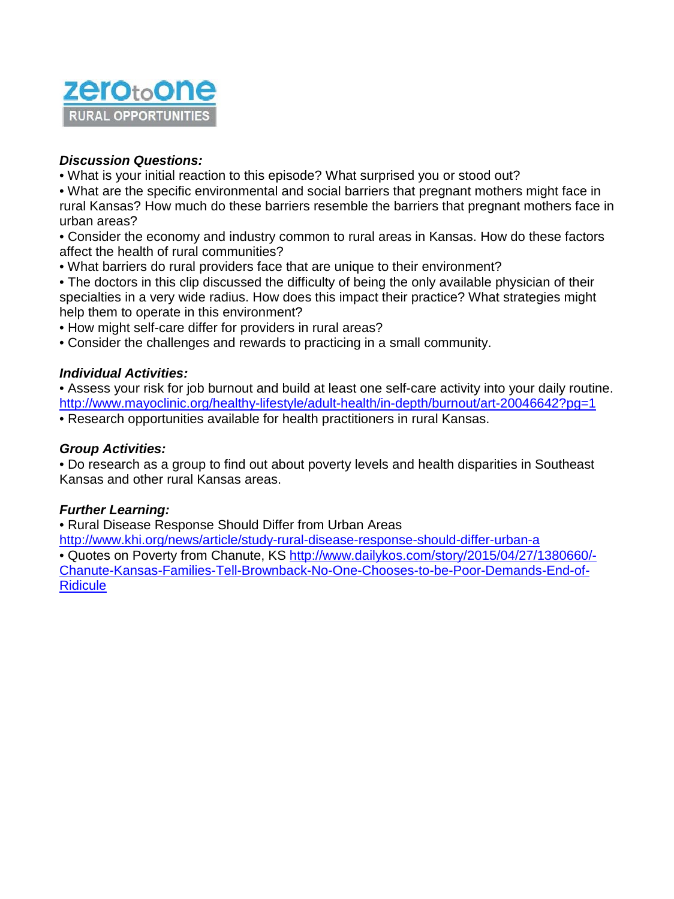zeroToOne
RURAL OPPORTUNITIES

***Discussion Questions:***

- What is your initial reaction to this episode? What surprised you or stood out?
- What are the specific environmental and social barriers that pregnant mothers might face in rural Kansas? How much do these barriers resemble the barriers that pregnant mothers face in urban areas?
- Consider the economy and industry common to rural areas in Kansas. How do these factors affect the health of rural communities?
- What barriers do rural providers face that are unique to their environment?
- The doctors in this clip discussed the difficulty of being the only available physician of their specialties in a very wide radius. How does this impact their practice? What strategies might help them to operate in this environment?
- How might self-care differ for providers in rural areas?
- Consider the challenges and rewards to practicing in a small community.

***Individual Activities:***

- Assess your risk for job burnout and build at least one self-care activity into your daily routine. http://www.mayoclinic.org/healthy-lifestyle/adult-health/in-depth/burnout/art-20046642?pg=1
- Research opportunities available for health practitioners in rural Kansas.

***Group Activities:***

- Do research as a group to find out about poverty levels and health disparities in Southeast Kansas and other rural Kansas areas.

***Further Learning:***

- Rural Disease Response Should Differ from Urban Areas http://www.khi.org/news/article/study-rural-disease-response-should-differ-urban-a
- Quotes on Poverty from Chanute, KS http://www.dailykos.com/story/2015/04/27/1380660/-Chanute-Kansas-Families-Tell-Brownback-No-One-Chooses-to-be-Poor-Demands-End-of-Ridicule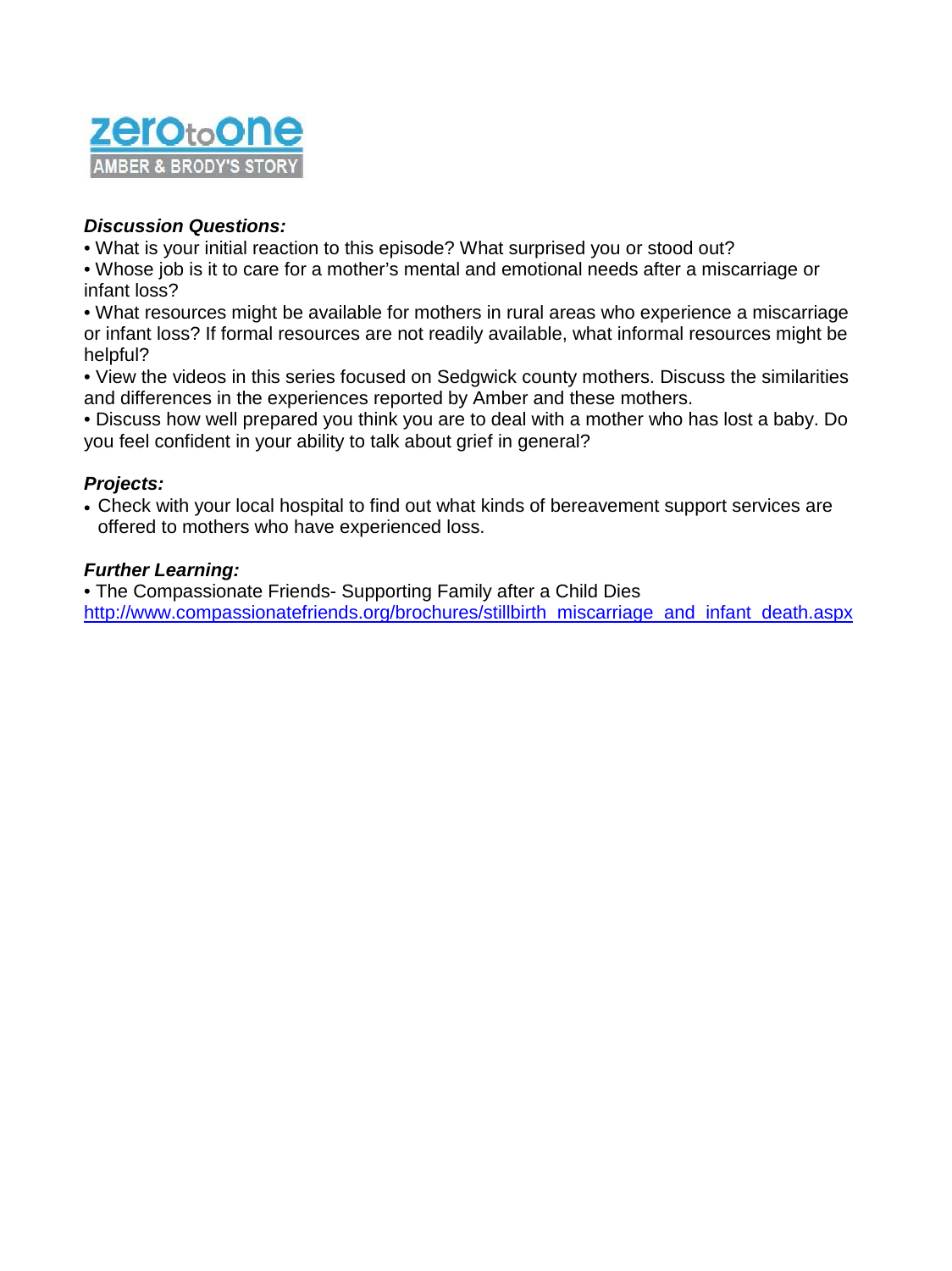zerotoone

AMBER & BRODY'S STORY

***Discussion Questions:***

- What is your initial reaction to this episode? What surprised you or stood out?
- Whose job is it to care for a mother's mental and emotional needs after a miscarriage or infant loss?
- What resources might be available for mothers in rural areas who experience a miscarriage or infant loss? If formal resources are not readily available, what informal resources might be helpful?
- View the videos in this series focused on Sedgwick county mothers. Discuss the similarities and differences in the experiences reported by Amber and these mothers.
- Discuss how well prepared you think you are to deal with a mother who has lost a baby. Do you feel confident in your ability to talk about grief in general?

***Projects:***

- Check with your local hospital to find out what kinds of bereavement support services are offered to mothers who have experienced loss.

***Further Learning:***

- The Compassionate Friends- Supporting Family after a Child Dies
http://www.compassionatefriends.org/brochures/stillbirth_miscarriage_and_infant_death.aspx